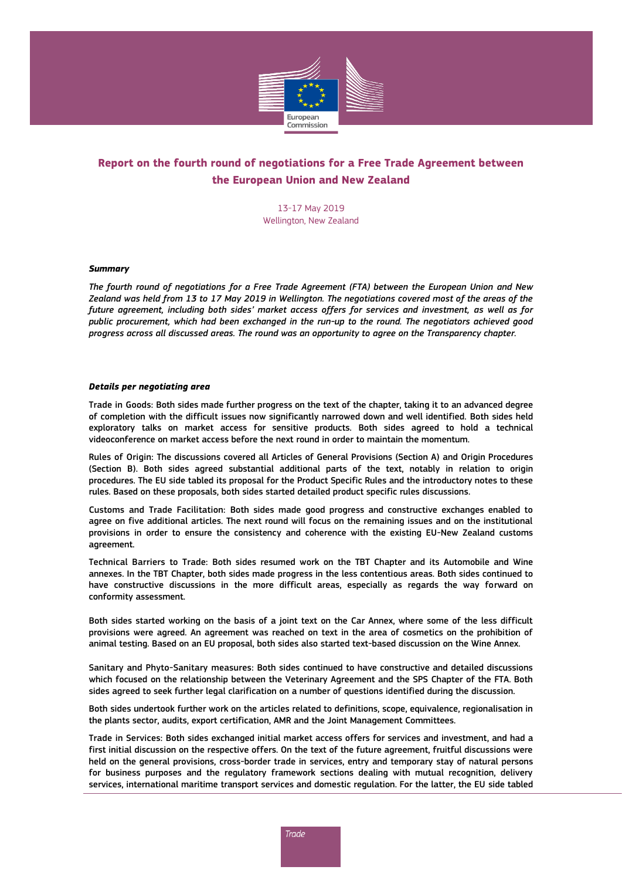# Report on the fourth round of negotiations for a Free Trade Agreement between the European Union and New Zealand

13-17 May 2019
Wellington, New Zealand

***Summary***

*The fourth round of negotiations for a Free Trade Agreement (FTA) between the European Union and New Zealand was held from 13 to 17 May 2019 in Wellington. The negotiations covered most of the areas of the future agreement, including both sides' market access offers for services and investment, as well as for public procurement, which had been exchanged in the run-up to the round. The negotiators achieved good progress across all discussed areas. The round was an opportunity to agree on the Transparency chapter.*

***Details per negotiating area***

Trade in Goods: Both sides made further progress on the text of the chapter, taking it to an advanced degree of completion with the difficult issues now significantly narrowed down and well identified. Both sides held exploratory talks on market access for sensitive products. Both sides agreed to hold a technical videoconference on market access before the next round in order to maintain the momentum.

Rules of Origin: The discussions covered all Articles of General Provisions (Section A) and Origin Procedures (Section B). Both sides agreed substantial additional parts of the text, notably in relation to origin procedures. The EU side tabled its proposal for the Product Specific Rules and the introductory notes to these rules. Based on these proposals, both sides started detailed product specific rules discussions.

Customs and Trade Facilitation: Both sides made good progress and constructive exchanges enabled to agree on five additional articles. The next round will focus on the remaining issues and on the institutional provisions in order to ensure the consistency and coherence with the existing EU-New Zealand customs agreement.

Technical Barriers to Trade: Both sides resumed work on the TBT Chapter and its Automobile and Wine annexes. In the TBT Chapter, both sides made progress in the less contentious areas. Both sides continued to have constructive discussions in the more difficult areas, especially as regards the way forward on conformity assessment.

Both sides started working on the basis of a joint text on the Car Annex, where some of the less difficult provisions were agreed. An agreement was reached on text in the area of cosmetics on the prohibition of animal testing. Based on an EU proposal, both sides also started text-based discussion on the Wine Annex.

Sanitary and Phyto-Sanitary measures: Both sides continued to have constructive and detailed discussions which focused on the relationship between the Veterinary Agreement and the SPS Chapter of the FTA. Both sides agreed to seek further legal clarification on a number of questions identified during the discussion.

Both sides undertook further work on the articles related to definitions, scope, equivalence, regionalisation in the plants sector, audits, export certification, AMR and the Joint Management Committees.

Trade in Services: Both sides exchanged initial market access offers for services and investment, and had a first initial discussion on the respective offers. On the text of the future agreement, fruitful discussions were held on the general provisions, cross-border trade in services, entry and temporary stay of natural persons for business purposes and the regulatory framework sections dealing with mutual recognition, delivery services, international maritime transport services and domestic regulation. For the latter, the EU side tabled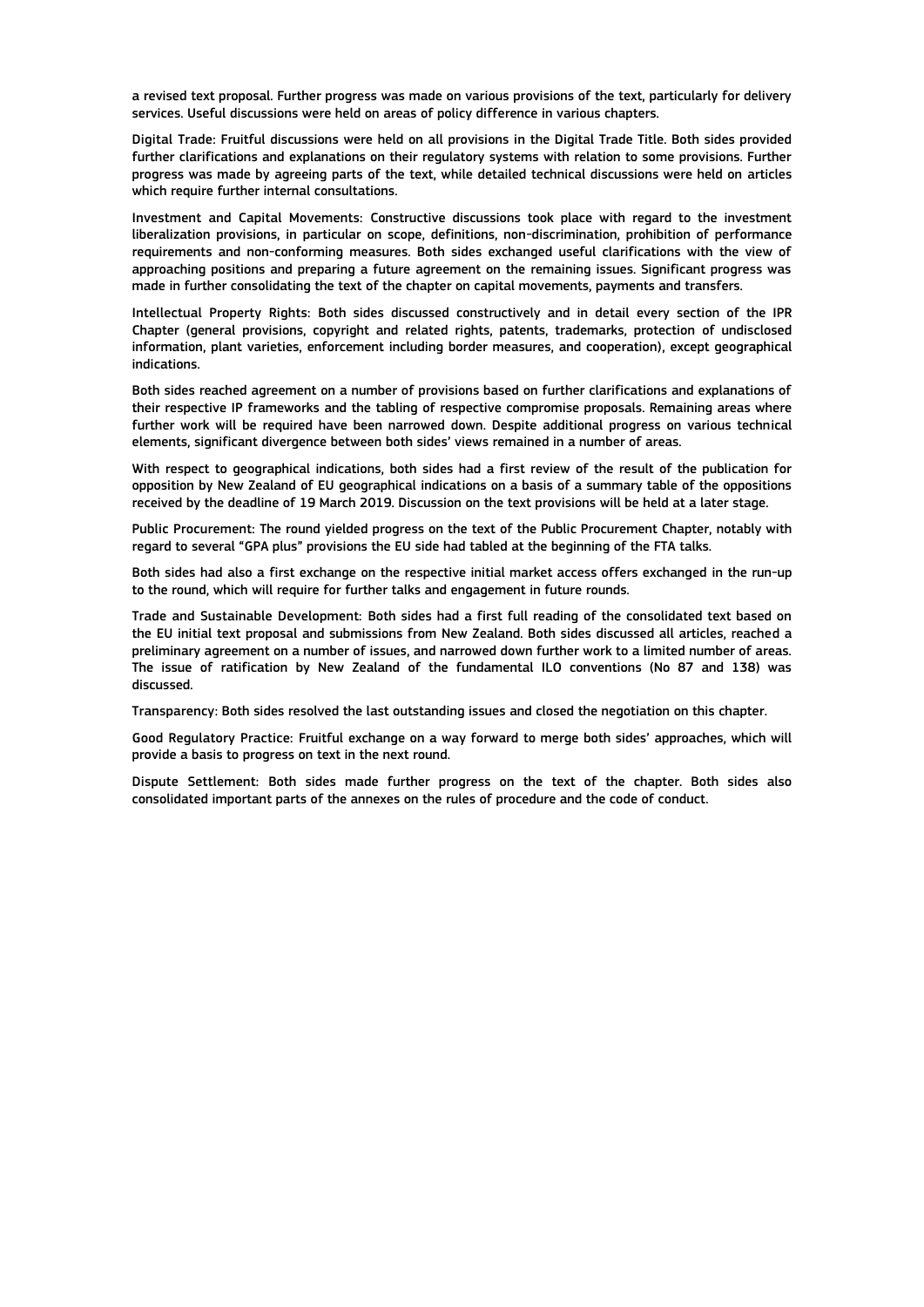a revised text proposal. Further progress was made on various provisions of the text, particularly for delivery services. Useful discussions were held on areas of policy difference in various chapters.

Digital Trade: Fruitful discussions were held on all provisions in the Digital Trade Title. Both sides provided further clarifications and explanations on their regulatory systems with relation to some provisions. Further progress was made by agreeing parts of the text, while detailed technical discussions were held on articles which require further internal consultations.

Investment and Capital Movements: Constructive discussions took place with regard to the investment liberalization provisions, in particular on scope, definitions, non-discrimination, prohibition of performance requirements and non-conforming measures. Both sides exchanged useful clarifications with the view of approaching positions and preparing a future agreement on the remaining issues. Significant progress was made in further consolidating the text of the chapter on capital movements, payments and transfers.

Intellectual Property Rights: Both sides discussed constructively and in detail every section of the IPR Chapter (general provisions, copyright and related rights, patents, trademarks, protection of undisclosed information, plant varieties, enforcement including border measures, and cooperation), except geographical indications.

Both sides reached agreement on a number of provisions based on further clarifications and explanations of their respective IP frameworks and the tabling of respective compromise proposals. Remaining areas where further work will be required have been narrowed down. Despite additional progress on various technical elements, significant divergence between both sides' views remained in a number of areas.

With respect to geographical indications, both sides had a first review of the result of the publication for opposition by New Zealand of EU geographical indications on a basis of a summary table of the oppositions received by the deadline of 19 March 2019. Discussion on the text provisions will be held at a later stage.

Public Procurement: The round yielded progress on the text of the Public Procurement Chapter, notably with regard to several "GPA plus" provisions the EU side had tabled at the beginning of the FTA talks.

Both sides had also a first exchange on the respective initial market access offers exchanged in the run-up to the round, which will require for further talks and engagement in future rounds.

Trade and Sustainable Development: Both sides had a first full reading of the consolidated text based on the EU initial text proposal and submissions from New Zealand. Both sides discussed all articles, reached a preliminary agreement on a number of issues, and narrowed down further work to a limited number of areas. The issue of ratification by New Zealand of the fundamental ILO conventions (No 87 and 138) was discussed.

Transparency: Both sides resolved the last outstanding issues and closed the negotiation on this chapter.

Good Regulatory Practice: Fruitful exchange on a way forward to merge both sides' approaches, which will provide a basis to progress on text in the next round.

Dispute Settlement: Both sides made further progress on the text of the chapter. Both sides also consolidated important parts of the annexes on the rules of procedure and the code of conduct.